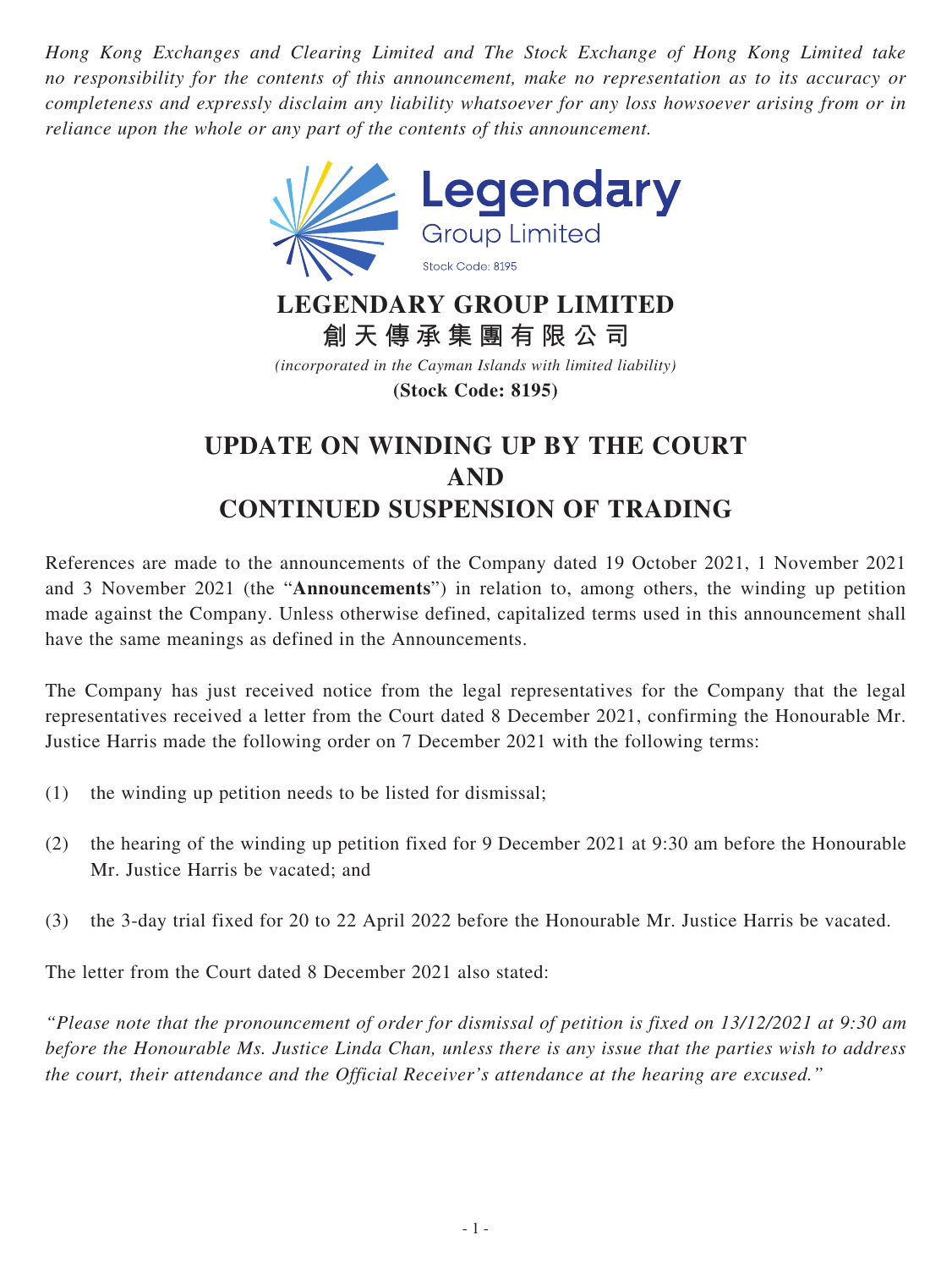*Hong Kong Exchanges and Clearing Limited and The Stock Exchange of Hong Kong Limited take no responsibility for the contents of this announcement, make no representation as to its accuracy or completeness and expressly disclaim any liability whatsoever for any loss howsoever arising from or in reliance upon the whole or any part of the contents of this announcement.*

# LEGENDARY GROUP LIMITED
# 創天傳承集團有限公司

*(incorporated in the Cayman Islands with limited liability)*

**(Stock Code: 8195)**

## UPDATE ON WINDING UP BY THE COURT AND CONTINUED SUSPENSION OF TRADING

References are made to the announcements of the Company dated 19 October 2021, 1 November 2021 and 3 November 2021 (the "**Announcements**") in relation to, among others, the winding up petition made against the Company. Unless otherwise defined, capitalized terms used in this announcement shall have the same meanings as defined in the Announcements.

The Company has just received notice from the legal representatives for the Company that the legal representatives received a letter from the Court dated 8 December 2021, confirming the Honourable Mr. Justice Harris made the following order on 7 December 2021 with the following terms:

(1) the winding up petition needs to be listed for dismissal;

(2) the hearing of the winding up petition fixed for 9 December 2021 at 9:30 am before the Honourable Mr. Justice Harris be vacated; and

(3) the 3-day trial fixed for 20 to 22 April 2022 before the Honourable Mr. Justice Harris be vacated.

The letter from the Court dated 8 December 2021 also stated:

*"Please note that the pronouncement of order for dismissal of petition is fixed on 13/12/2021 at 9:30 am before the Honourable Ms. Justice Linda Chan, unless there is any issue that the parties wish to address the court, their attendance and the Official Receiver's attendance at the hearing are excused."*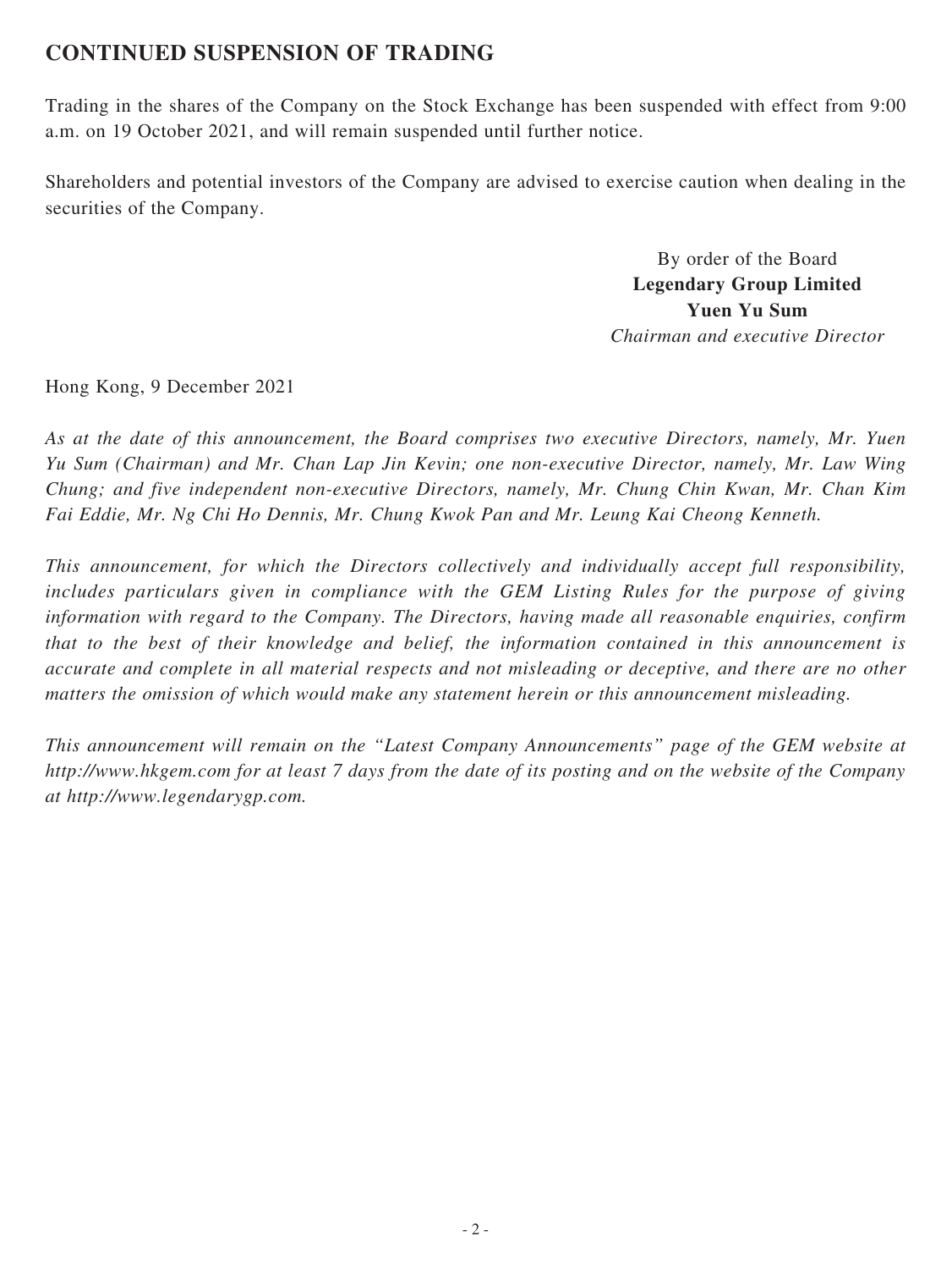## CONTINUED SUSPENSION OF TRADING

Trading in the shares of the Company on the Stock Exchange has been suspended with effect from 9:00 a.m. on 19 October 2021, and will remain suspended until further notice.

Shareholders and potential investors of the Company are advised to exercise caution when dealing in the securities of the Company.

By order of the Board
**Legendary Group Limited**
**Yuen Yu Sum**
*Chairman and executive Director*

Hong Kong, 9 December 2021

*As at the date of this announcement, the Board comprises two executive Directors, namely, Mr. Yuen Yu Sum (Chairman) and Mr. Chan Lap Jin Kevin; one non-executive Director, namely, Mr. Law Wing Chung; and five independent non-executive Directors, namely, Mr. Chung Chin Kwan, Mr. Chan Kim Fai Eddie, Mr. Ng Chi Ho Dennis, Mr. Chung Kwok Pan and Mr. Leung Kai Cheong Kenneth.*

*This announcement, for which the Directors collectively and individually accept full responsibility, includes particulars given in compliance with the GEM Listing Rules for the purpose of giving information with regard to the Company. The Directors, having made all reasonable enquiries, confirm that to the best of their knowledge and belief, the information contained in this announcement is accurate and complete in all material respects and not misleading or deceptive, and there are no other matters the omission of which would make any statement herein or this announcement misleading.*

*This announcement will remain on the "Latest Company Announcements" page of the GEM website at http://www.hkgem.com for at least 7 days from the date of its posting and on the website of the Company at http://www.legendarygp.com.*